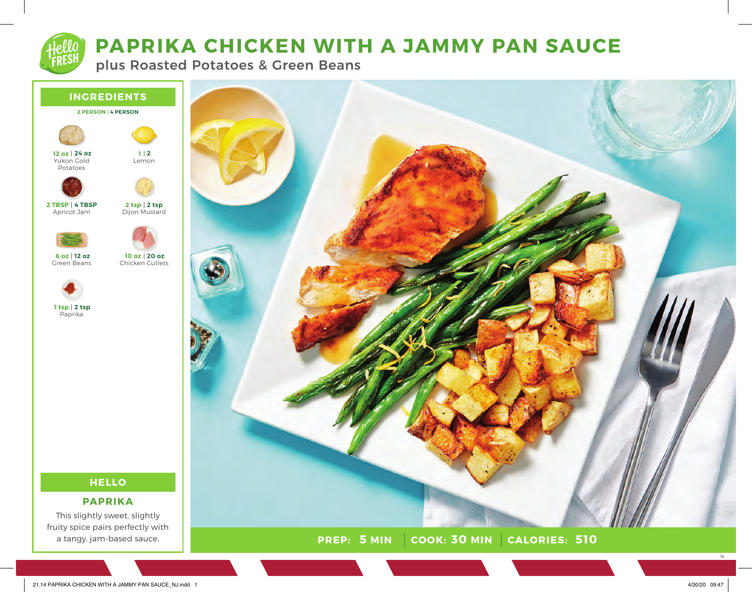# PAPRIKA CHICKEN WITH A JAMMY PAN SAUCE

plus Roasted Potatoes & Green Beans

## INGREDIENTS

**2 PERSON | 4 PERSON**

- **12 oz | 24 oz** Yukon Gold Potatoes
- **1 | 2** Lemon
- **2 TBSP | 4 TBSP** Apricot Jam
- **2 tsp | 2 tsp** Dijon Mustard
- **6 oz | 12 oz** Green Beans
- **10 oz | 20 oz** Chicken Cutlets
- **1 tsp | 2 tsp** Paprika

## HELLO

### PAPRIKA

This slightly sweet, slightly fruity spice pairs perfectly with a tangy, jam-based sauce.

**PREP: 5 MIN | COOK: 30 MIN | CALORIES: 510**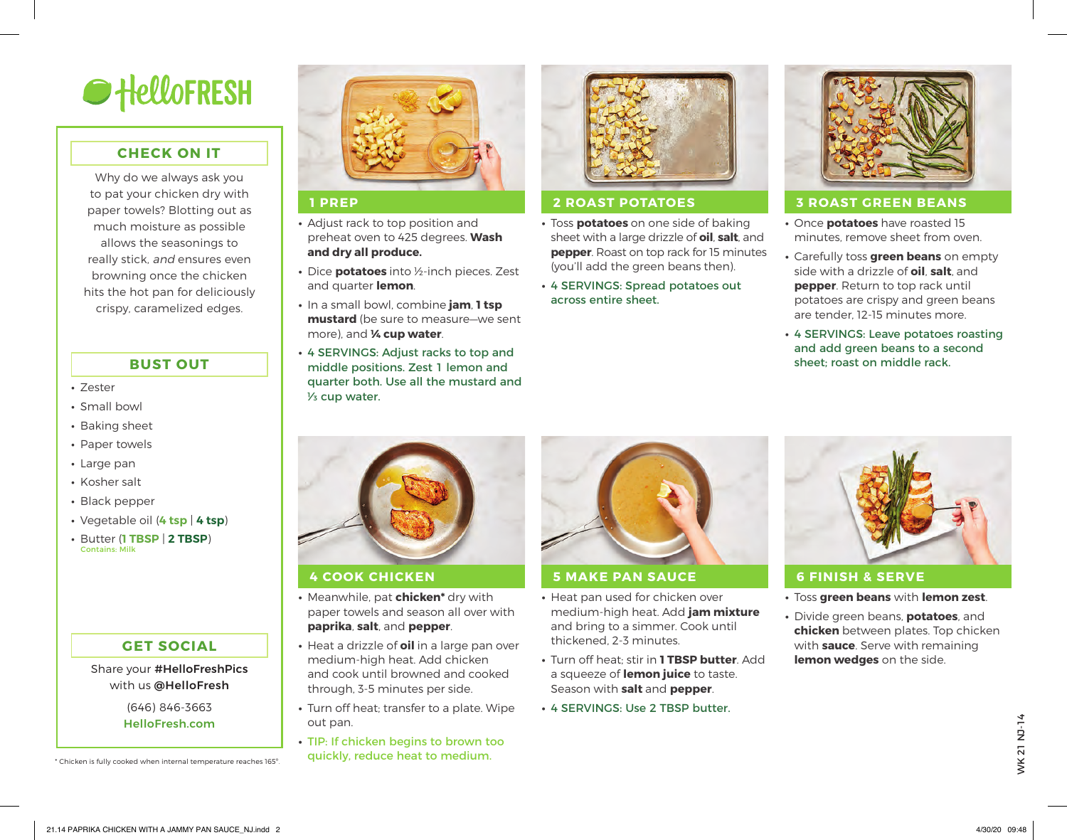# HelloFRESH

## CHECK ON IT

Why do we always ask you to pat your chicken dry with paper towels? Blotting out as much moisture as possible allows the seasonings to really stick, *and* ensures even browning once the chicken hits the hot pan for deliciously crispy, caramelized edges.

## BUST OUT

- Zester
- Small bowl
- Baking sheet
- Paper towels
- Large pan
- Kosher salt
- Black pepper
- Vegetable oil (**4 tsp** | **4 tsp**)
- Butter (**1 TBSP** | **2 TBSP**)
  Contains: Milk

## GET SOCIAL

Share your **#HelloFreshPics** with us **@HelloFresh**

(646) 846-3663

HelloFresh.com

\* Chicken is fully cooked when internal temperature reaches 165°.

## 1 PREP

- Adjust rack to top position and preheat oven to 425 degrees. **Wash and dry all produce.**
- Dice **potatoes** into ½-inch pieces. Zest and quarter **lemon**.
- In a small bowl, combine **jam**, **1 tsp mustard** (be sure to measure—we sent more), and **¼ cup water**.
- 4 SERVINGS: Adjust racks to top and middle positions. Zest 1 lemon and quarter both. Use all the mustard and ⅓ cup water.

## 2 ROAST POTATOES

- Toss **potatoes** on one side of baking sheet with a large drizzle of **oil**, **salt**, and **pepper**. Roast on top rack for 15 minutes (you'll add the green beans then).
- 4 SERVINGS: Spread potatoes out across entire sheet.

## 3 ROAST GREEN BEANS

- Once **potatoes** have roasted 15 minutes, remove sheet from oven.
- Carefully toss **green beans** on empty side with a drizzle of **oil**, **salt**, and **pepper**. Return to top rack until potatoes are crispy and green beans are tender, 12-15 minutes more.
- 4 SERVINGS: Leave potatoes roasting and add green beans to a second sheet; roast on middle rack.

## 4 COOK CHICKEN

- Meanwhile, pat **chicken\*** dry with paper towels and season all over with **paprika**, **salt**, and **pepper**.
- Heat a drizzle of **oil** in a large pan over medium-high heat. Add chicken and cook until browned and cooked through, 3-5 minutes per side.
- Turn off heat; transfer to a plate. Wipe out pan.
- TIP: If chicken begins to brown too quickly, reduce heat to medium.

## 5 MAKE PAN SAUCE

- Heat pan used for chicken over medium-high heat. Add **jam mixture** and bring to a simmer. Cook until thickened, 2-3 minutes.
- Turn off heat; stir in **1 TBSP butter**. Add a squeeze of **lemon juice** to taste. Season with **salt** and **pepper**.
- 4 SERVINGS: Use 2 TBSP butter.

## 6 FINISH & SERVE

- Toss **green beans** with **lemon zest**.
- Divide green beans, **potatoes**, and **chicken** between plates. Top chicken with **sauce**. Serve with remaining **lemon wedges** on the side.

WK 21 NJ-14